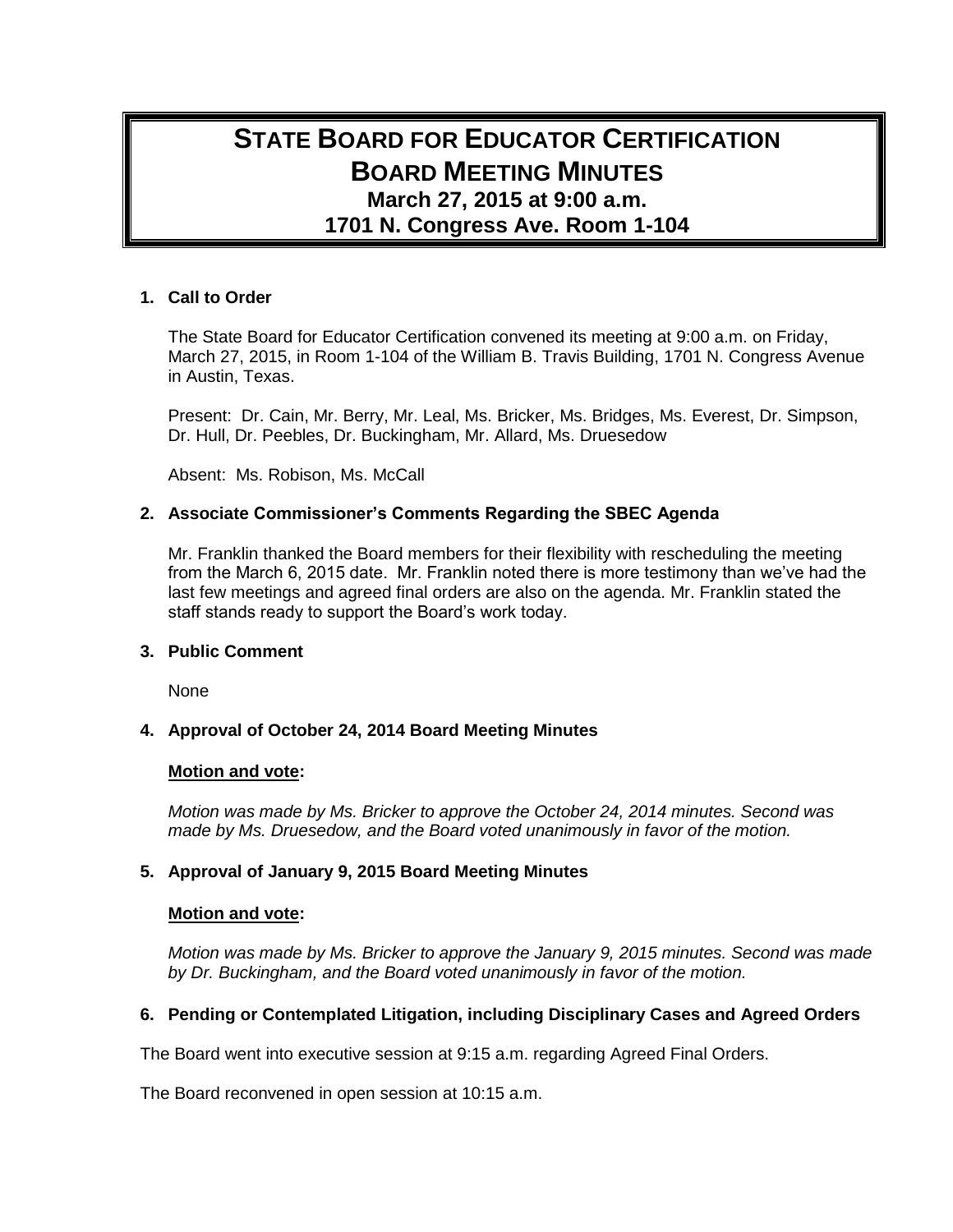# STATE BOARD FOR EDUCATOR CERTIFICATION
## BOARD MEETING MINUTES
### March 27, 2015 at 9:00 a.m.
### 1701 N. Congress Ave. Room 1-104

**1. Call to Order**

The State Board for Educator Certification convened its meeting at 9:00 a.m. on Friday, March 27, 2015, in Room 1-104 of the William B. Travis Building, 1701 N. Congress Avenue in Austin, Texas.

Present: Dr. Cain, Mr. Berry, Mr. Leal, Ms. Bricker, Ms. Bridges, Ms. Everest, Dr. Simpson, Dr. Hull, Dr. Peebles, Dr. Buckingham, Mr. Allard, Ms. Druesedow

Absent: Ms. Robison, Ms. McCall

**2. Associate Commissioner's Comments Regarding the SBEC Agenda**

Mr. Franklin thanked the Board members for their flexibility with rescheduling the meeting from the March 6, 2015 date. Mr. Franklin noted there is more testimony than we've had the last few meetings and agreed final orders are also on the agenda. Mr. Franklin stated the staff stands ready to support the Board's work today.

**3. Public Comment**

None

**4. Approval of October 24, 2014 Board Meeting Minutes**

**Motion and vote:**

*Motion was made by Ms. Bricker to approve the October 24, 2014 minutes. Second was made by Ms. Druesedow, and the Board voted unanimously in favor of the motion.*

**5. Approval of January 9, 2015 Board Meeting Minutes**

**Motion and vote:**

*Motion was made by Ms. Bricker to approve the January 9, 2015 minutes. Second was made by Dr. Buckingham, and the Board voted unanimously in favor of the motion.*

**6. Pending or Contemplated Litigation, including Disciplinary Cases and Agreed Orders**

The Board went into executive session at 9:15 a.m. regarding Agreed Final Orders.

The Board reconvened in open session at 10:15 a.m.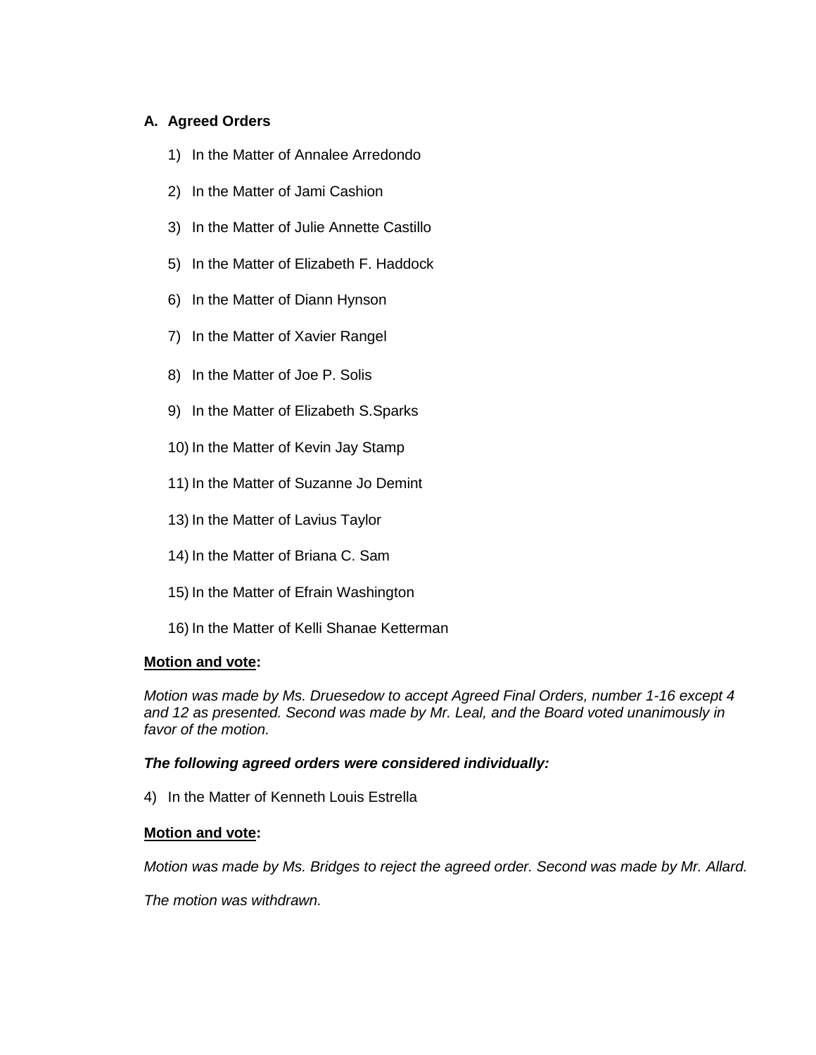### A. Agreed Orders

1) In the Matter of Annalee Arredondo

2) In the Matter of Jami Cashion

3) In the Matter of Julie Annette Castillo

5) In the Matter of Elizabeth F. Haddock

6) In the Matter of Diann Hynson

7) In the Matter of Xavier Rangel

8) In the Matter of Joe P. Solis

9) In the Matter of Elizabeth S.Sparks

10) In the Matter of Kevin Jay Stamp

11) In the Matter of Suzanne Jo Demint

13) In the Matter of Lavius Taylor

14) In the Matter of Briana C. Sam

15) In the Matter of Efrain Washington

16) In the Matter of Kelli Shanae Ketterman

**Motion and vote:**

*Motion was made by Ms. Druesedow to accept Agreed Final Orders, number 1-16 except 4 and 12 as presented. Second was made by Mr. Leal, and the Board voted unanimously in favor of the motion.*

***The following agreed orders were considered individually:***

4) In the Matter of Kenneth Louis Estrella

**Motion and vote:**

*Motion was made by Ms. Bridges to reject the agreed order. Second was made by Mr. Allard.*

*The motion was withdrawn.*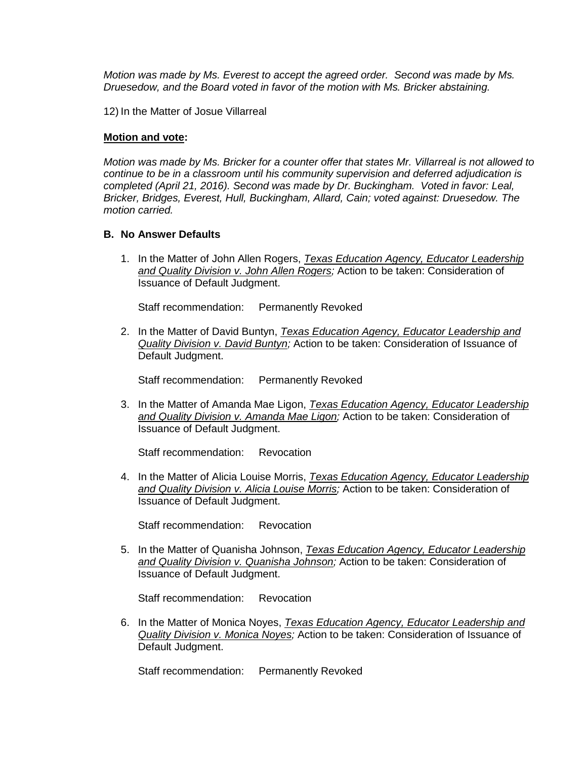*Motion was made by Ms. Everest to accept the agreed order. Second was made by Ms. Druesedow, and the Board voted in favor of the motion with Ms. Bricker abstaining.*

12) In the Matter of Josue Villarreal

**Motion and vote:**

*Motion was made by Ms. Bricker for a counter offer that states Mr. Villarreal is not allowed to continue to be in a classroom until his community supervision and deferred adjudication is completed (April 21, 2016). Second was made by Dr. Buckingham. Voted in favor: Leal, Bricker, Bridges, Everest, Hull, Buckingham, Allard, Cain; voted against: Druesedow. The motion carried.*

**B. No Answer Defaults**

1. In the Matter of John Allen Rogers, ***Texas Education Agency, Educator Leadership and Quality Division v. John Allen Rogers;*** Action to be taken: Consideration of Issuance of Default Judgment.

   Staff recommendation: Permanently Revoked

2. In the Matter of David Buntyn, ***Texas Education Agency, Educator Leadership and Quality Division v. David Buntyn;*** Action to be taken: Consideration of Issuance of Default Judgment.

   Staff recommendation: Permanently Revoked

3. In the Matter of Amanda Mae Ligon, ***Texas Education Agency, Educator Leadership and Quality Division v. Amanda Mae Ligon;*** Action to be taken: Consideration of Issuance of Default Judgment.

   Staff recommendation: Revocation

4. In the Matter of Alicia Louise Morris, ***Texas Education Agency, Educator Leadership and Quality Division v. Alicia Louise Morris;*** Action to be taken: Consideration of Issuance of Default Judgment.

   Staff recommendation: Revocation

5. In the Matter of Quanisha Johnson, ***Texas Education Agency, Educator Leadership and Quality Division v. Quanisha Johnson;*** Action to be taken: Consideration of Issuance of Default Judgment.

   Staff recommendation: Revocation

6. In the Matter of Monica Noyes, ***Texas Education Agency, Educator Leadership and Quality Division v. Monica Noyes;*** Action to be taken: Consideration of Issuance of Default Judgment.

   Staff recommendation: Permanently Revoked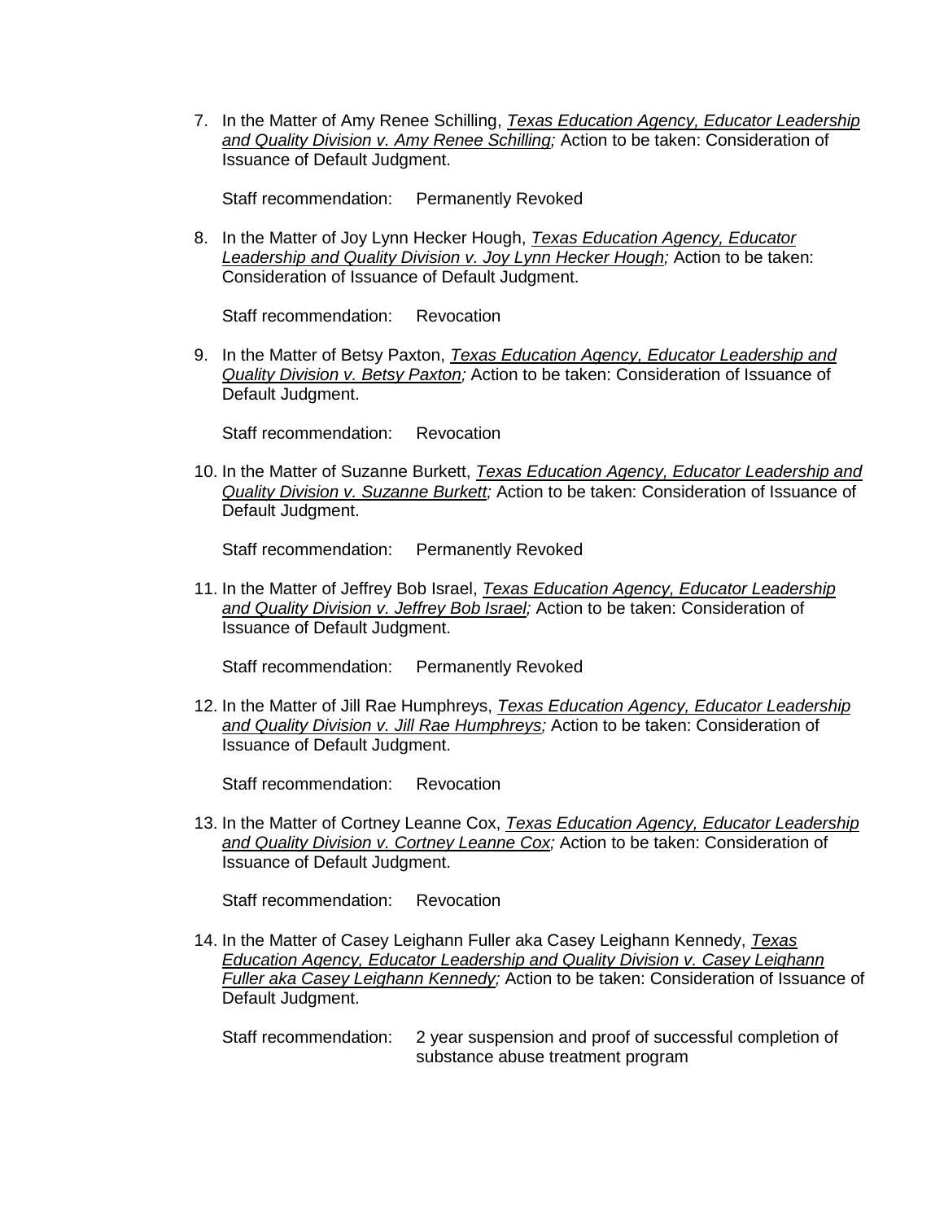7. In the Matter of Amy Renee Schilling, *Texas Education Agency, Educator Leadership and Quality Division v. Amy Renee Schilling;* Action to be taken: Consideration of Issuance of Default Judgment.

   Staff recommendation: Permanently Revoked

8. In the Matter of Joy Lynn Hecker Hough, *Texas Education Agency, Educator Leadership and Quality Division v. Joy Lynn Hecker Hough;* Action to be taken: Consideration of Issuance of Default Judgment.

   Staff recommendation: Revocation

9. In the Matter of Betsy Paxton, *Texas Education Agency, Educator Leadership and Quality Division v. Betsy Paxton;* Action to be taken: Consideration of Issuance of Default Judgment.

   Staff recommendation: Revocation

10. In the Matter of Suzanne Burkett, *Texas Education Agency, Educator Leadership and Quality Division v. Suzanne Burkett;* Action to be taken: Consideration of Issuance of Default Judgment.

    Staff recommendation: Permanently Revoked

11. In the Matter of Jeffrey Bob Israel, *Texas Education Agency, Educator Leadership and Quality Division v. Jeffrey Bob Israel;* Action to be taken: Consideration of Issuance of Default Judgment.

    Staff recommendation: Permanently Revoked

12. In the Matter of Jill Rae Humphreys, *Texas Education Agency, Educator Leadership and Quality Division v. Jill Rae Humphreys;* Action to be taken: Consideration of Issuance of Default Judgment.

    Staff recommendation: Revocation

13. In the Matter of Cortney Leanne Cox, *Texas Education Agency, Educator Leadership and Quality Division v. Cortney Leanne Cox;* Action to be taken: Consideration of Issuance of Default Judgment.

    Staff recommendation: Revocation

14. In the Matter of Casey Leighann Fuller aka Casey Leighann Kennedy, *Texas Education Agency, Educator Leadership and Quality Division v. Casey Leighann Fuller aka Casey Leighann Kennedy;* Action to be taken: Consideration of Issuance of Default Judgment.

    Staff recommendation: 2 year suspension and proof of successful completion of substance abuse treatment program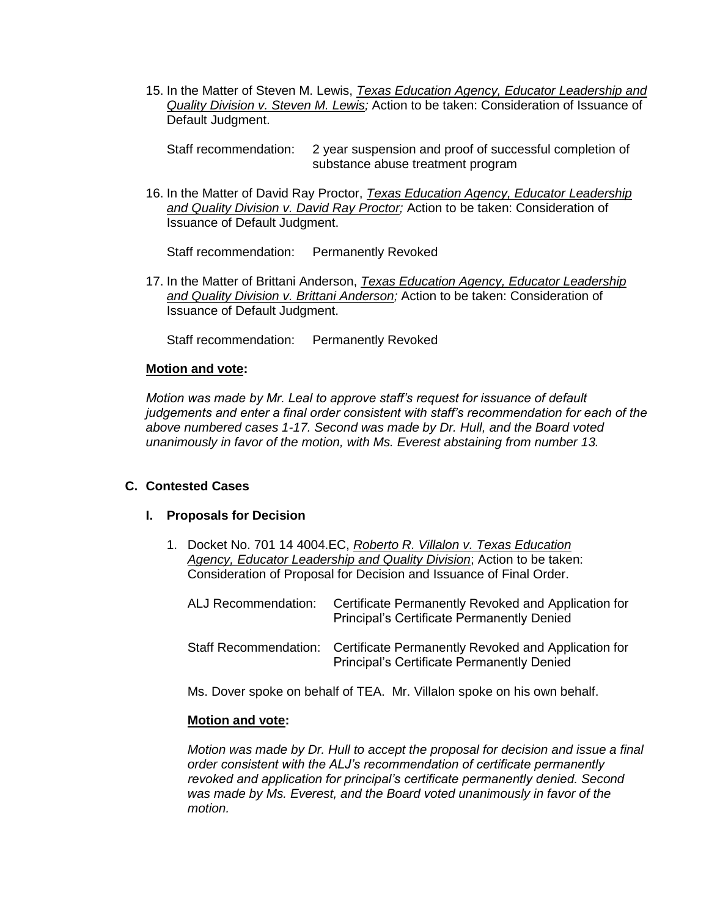15. In the Matter of Steven M. Lewis, ***Texas Education Agency, Educator Leadership and Quality Division v. Steven M. Lewis;*** Action to be taken: Consideration of Issuance of Default Judgment.

    Staff recommendation: 2 year suspension and proof of successful completion of substance abuse treatment program

16. In the Matter of David Ray Proctor, ***Texas Education Agency, Educator Leadership and Quality Division v. David Ray Proctor;*** Action to be taken: Consideration of Issuance of Default Judgment.

    Staff recommendation: Permanently Revoked

17. In the Matter of Brittani Anderson, ***Texas Education Agency, Educator Leadership and Quality Division v. Brittani Anderson;*** Action to be taken: Consideration of Issuance of Default Judgment.

    Staff recommendation: Permanently Revoked

**Motion and vote:**

*Motion was made by Mr. Leal to approve staff's request for issuance of default judgements and enter a final order consistent with staff's recommendation for each of the above numbered cases 1-17. Second was made by Dr. Hull, and the Board voted unanimously in favor of the motion, with Ms. Everest abstaining from number 13.*

## C. Contested Cases

### I. Proposals for Decision

1. Docket No. 701 14 4004.EC, *Roberto R. Villalon v. Texas Education Agency, Educator Leadership and Quality Division*; Action to be taken: Consideration of Proposal for Decision and Issuance of Final Order.

   ALJ Recommendation: Certificate Permanently Revoked and Application for Principal's Certificate Permanently Denied

   Staff Recommendation: Certificate Permanently Revoked and Application for Principal's Certificate Permanently Denied

   Ms. Dover spoke on behalf of TEA. Mr. Villalon spoke on his own behalf.

   **Motion and vote:**

   *Motion was made by Dr. Hull to accept the proposal for decision and issue a final order consistent with the ALJ's recommendation of certificate permanently revoked and application for principal's certificate permanently denied. Second was made by Ms. Everest, and the Board voted unanimously in favor of the motion.*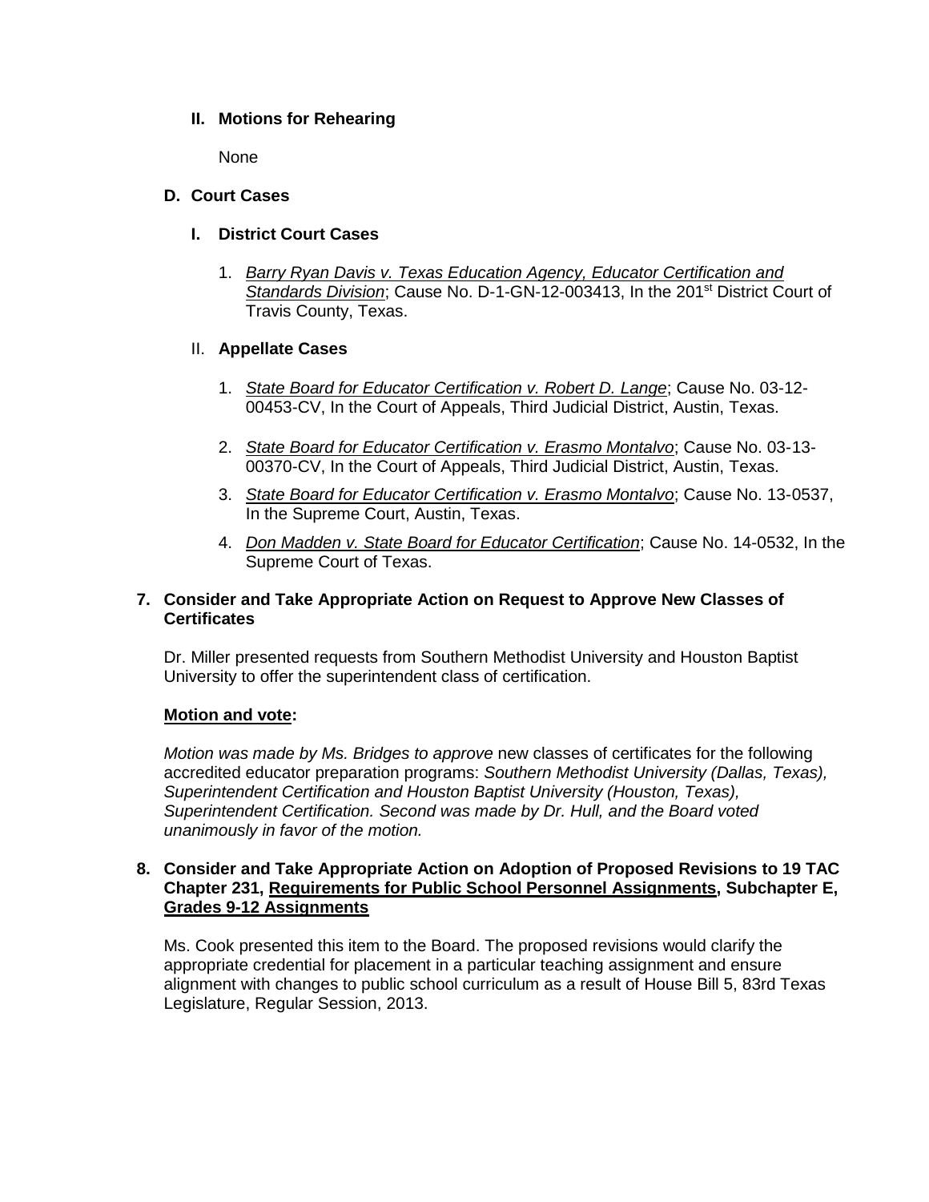### II. Motions for Rehearing

None

### D. Court Cases

#### I. District Court Cases

1. *Barry Ryan Davis v. Texas Education Agency, Educator Certification and Standards Division*; Cause No. D-1-GN-12-003413, In the 201st District Court of Travis County, Texas.

#### II. Appellate Cases

1. *State Board for Educator Certification v. Robert D. Lange*; Cause No. 03-12-00453-CV, In the Court of Appeals, Third Judicial District, Austin, Texas.
2. *State Board for Educator Certification v. Erasmo Montalvo*; Cause No. 03-13-00370-CV, In the Court of Appeals, Third Judicial District, Austin, Texas.
3. *State Board for Educator Certification v. Erasmo Montalvo*; Cause No. 13-0537, In the Supreme Court, Austin, Texas.
4. *Don Madden v. State Board for Educator Certification*; Cause No. 14-0532, In the Supreme Court of Texas.

### 7. Consider and Take Appropriate Action on Request to Approve New Classes of Certificates

Dr. Miller presented requests from Southern Methodist University and Houston Baptist University to offer the superintendent class of certification.

**Motion and vote:**

*Motion was made by Ms. Bridges to approve* new classes of certificates for the following accredited educator preparation programs: *Southern Methodist University (Dallas, Texas), Superintendent Certification and Houston Baptist University (Houston, Texas), Superintendent Certification. Second was made by Dr. Hull, and the Board voted unanimously in favor of the motion.*

### 8. Consider and Take Appropriate Action on Adoption of Proposed Revisions to 19 TAC Chapter 231, Requirements for Public School Personnel Assignments, Subchapter E, Grades 9-12 Assignments

Ms. Cook presented this item to the Board. The proposed revisions would clarify the appropriate credential for placement in a particular teaching assignment and ensure alignment with changes to public school curriculum as a result of House Bill 5, 83rd Texas Legislature, Regular Session, 2013.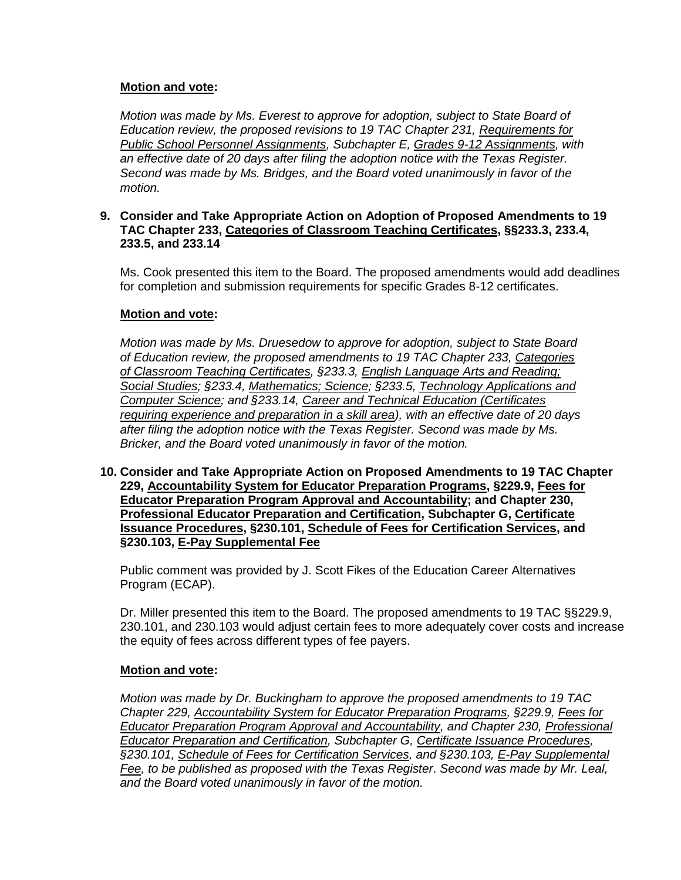**Motion and vote:**

*Motion was made by Ms. Everest to approve for adoption, subject to State Board of Education review, the proposed revisions to 19 TAC Chapter 231, Requirements for Public School Personnel Assignments, Subchapter E, Grades 9-12 Assignments, with an effective date of 20 days after filing the adoption notice with the Texas Register. Second was made by Ms. Bridges, and the Board voted unanimously in favor of the motion.*

**9. Consider and Take Appropriate Action on Adoption of Proposed Amendments to 19 TAC Chapter 233, Categories of Classroom Teaching Certificates, §§233.3, 233.4, 233.5, and 233.14**

Ms. Cook presented this item to the Board. The proposed amendments would add deadlines for completion and submission requirements for specific Grades 8-12 certificates.

**Motion and vote:**

*Motion was made by Ms. Druesedow to approve for adoption, subject to State Board of Education review, the proposed amendments to 19 TAC Chapter 233, Categories of Classroom Teaching Certificates, §233.3, English Language Arts and Reading; Social Studies; §233.4, Mathematics; Science; §233.5, Technology Applications and Computer Science; and §233.14, Career and Technical Education (Certificates requiring experience and preparation in a skill area), with an effective date of 20 days after filing the adoption notice with the Texas Register. Second was made by Ms. Bricker, and the Board voted unanimously in favor of the motion.*

**10. Consider and Take Appropriate Action on Proposed Amendments to 19 TAC Chapter 229, Accountability System for Educator Preparation Programs, §229.9, Fees for Educator Preparation Program Approval and Accountability; and Chapter 230, Professional Educator Preparation and Certification, Subchapter G, Certificate Issuance Procedures, §230.101, Schedule of Fees for Certification Services, and §230.103, E-Pay Supplemental Fee**

Public comment was provided by J. Scott Fikes of the Education Career Alternatives Program (ECAP).

Dr. Miller presented this item to the Board. The proposed amendments to 19 TAC §§229.9, 230.101, and 230.103 would adjust certain fees to more adequately cover costs and increase the equity of fees across different types of fee payers.

**Motion and vote:**

*Motion was made by Dr. Buckingham to approve the proposed amendments to 19 TAC Chapter 229, Accountability System for Educator Preparation Programs, §229.9, Fees for Educator Preparation Program Approval and Accountability, and Chapter 230, Professional Educator Preparation and Certification, Subchapter G, Certificate Issuance Procedures, §230.101, Schedule of Fees for Certification Services, and §230.103, E-Pay Supplemental Fee, to be published as proposed with the Texas Register. Second was made by Mr. Leal, and the Board voted unanimously in favor of the motion.*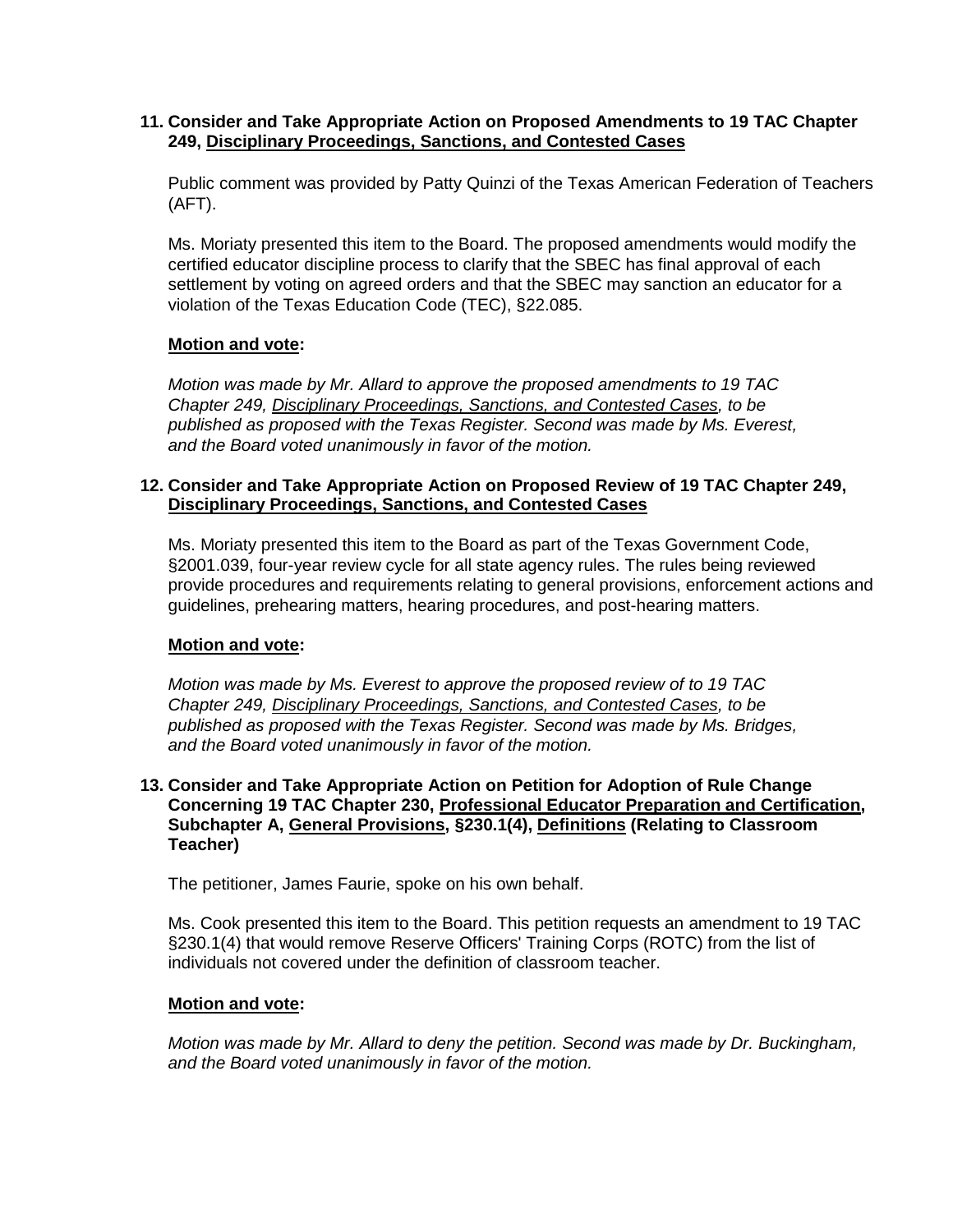**11. Consider and Take Appropriate Action on Proposed Amendments to 19 TAC Chapter 249, Disciplinary Proceedings, Sanctions, and Contested Cases**

Public comment was provided by Patty Quinzi of the Texas American Federation of Teachers (AFT).

Ms. Moriaty presented this item to the Board. The proposed amendments would modify the certified educator discipline process to clarify that the SBEC has final approval of each settlement by voting on agreed orders and that the SBEC may sanction an educator for a violation of the Texas Education Code (TEC), §22.085.

**Motion and vote:**

*Motion was made by Mr. Allard to approve the proposed amendments to 19 TAC Chapter 249, Disciplinary Proceedings, Sanctions, and Contested Cases, to be published as proposed with the Texas Register. Second was made by Ms. Everest, and the Board voted unanimously in favor of the motion.*

**12. Consider and Take Appropriate Action on Proposed Review of 19 TAC Chapter 249, Disciplinary Proceedings, Sanctions, and Contested Cases**

Ms. Moriaty presented this item to the Board as part of the Texas Government Code, §2001.039, four-year review cycle for all state agency rules. The rules being reviewed provide procedures and requirements relating to general provisions, enforcement actions and guidelines, prehearing matters, hearing procedures, and post-hearing matters.

**Motion and vote:**

*Motion was made by Ms. Everest to approve the proposed review of to 19 TAC Chapter 249, Disciplinary Proceedings, Sanctions, and Contested Cases, to be published as proposed with the Texas Register. Second was made by Ms. Bridges, and the Board voted unanimously in favor of the motion.*

**13. Consider and Take Appropriate Action on Petition for Adoption of Rule Change Concerning 19 TAC Chapter 230, Professional Educator Preparation and Certification, Subchapter A, General Provisions, §230.1(4), Definitions (Relating to Classroom Teacher)**

The petitioner, James Faurie, spoke on his own behalf.

Ms. Cook presented this item to the Board. This petition requests an amendment to 19 TAC §230.1(4) that would remove Reserve Officers' Training Corps (ROTC) from the list of individuals not covered under the definition of classroom teacher.

**Motion and vote:**

*Motion was made by Mr. Allard to deny the petition. Second was made by Dr. Buckingham, and the Board voted unanimously in favor of the motion.*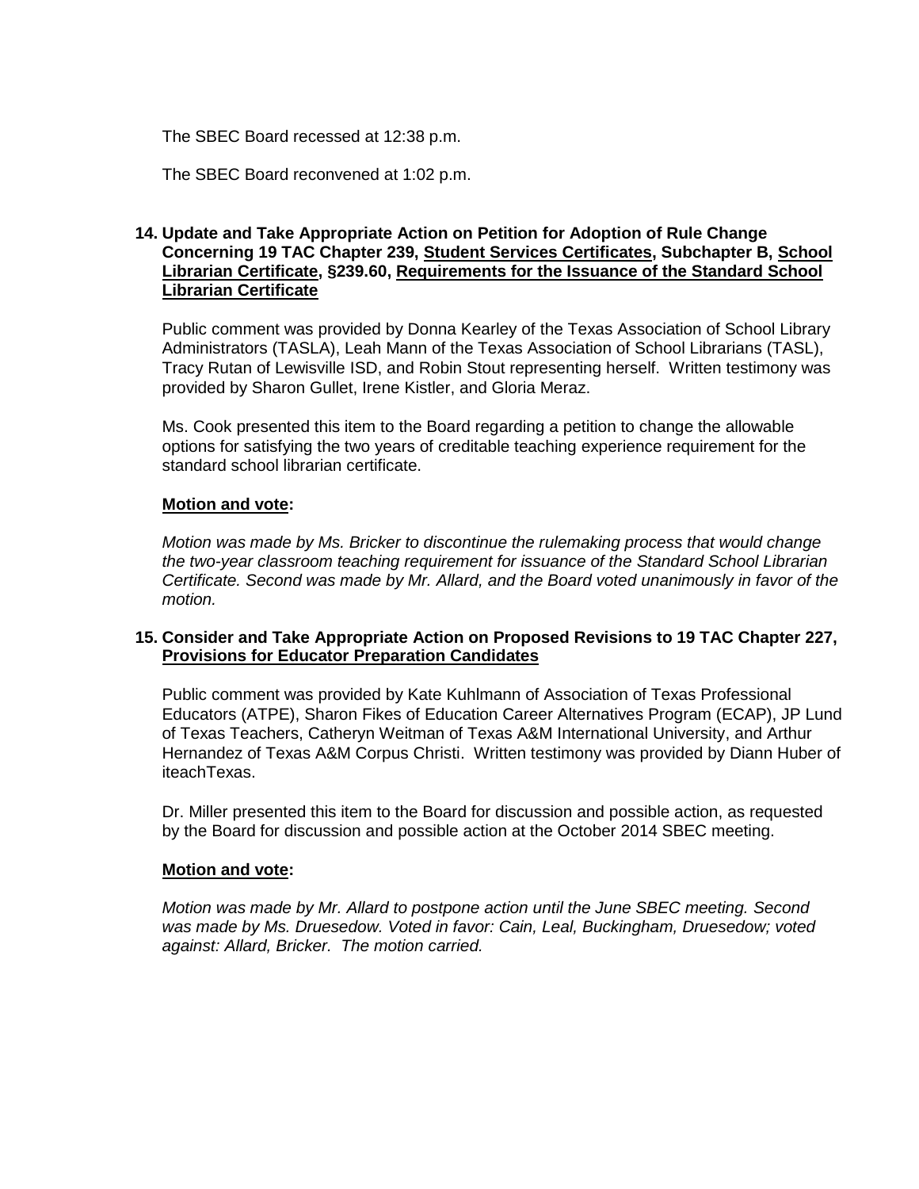The SBEC Board recessed at 12:38 p.m.

The SBEC Board reconvened at 1:02 p.m.

**14. Update and Take Appropriate Action on Petition for Adoption of Rule Change Concerning 19 TAC Chapter 239, Student Services Certificates, Subchapter B, School Librarian Certificate, §239.60, Requirements for the Issuance of the Standard School Librarian Certificate**

Public comment was provided by Donna Kearley of the Texas Association of School Library Administrators (TASLA), Leah Mann of the Texas Association of School Librarians (TASL), Tracy Rutan of Lewisville ISD, and Robin Stout representing herself. Written testimony was provided by Sharon Gullet, Irene Kistler, and Gloria Meraz.

Ms. Cook presented this item to the Board regarding a petition to change the allowable options for satisfying the two years of creditable teaching experience requirement for the standard school librarian certificate.

**Motion and vote:**

*Motion was made by Ms. Bricker to discontinue the rulemaking process that would change the two-year classroom teaching requirement for issuance of the Standard School Librarian Certificate. Second was made by Mr. Allard, and the Board voted unanimously in favor of the motion.*

**15. Consider and Take Appropriate Action on Proposed Revisions to 19 TAC Chapter 227, Provisions for Educator Preparation Candidates**

Public comment was provided by Kate Kuhlmann of Association of Texas Professional Educators (ATPE), Sharon Fikes of Education Career Alternatives Program (ECAP), JP Lund of Texas Teachers, Catheryn Weitman of Texas A&M International University, and Arthur Hernandez of Texas A&M Corpus Christi. Written testimony was provided by Diann Huber of iteachTexas.

Dr. Miller presented this item to the Board for discussion and possible action, as requested by the Board for discussion and possible action at the October 2014 SBEC meeting.

**Motion and vote:**

*Motion was made by Mr. Allard to postpone action until the June SBEC meeting. Second was made by Ms. Druesedow. Voted in favor: Cain, Leal, Buckingham, Druesedow; voted against: Allard, Bricker. The motion carried.*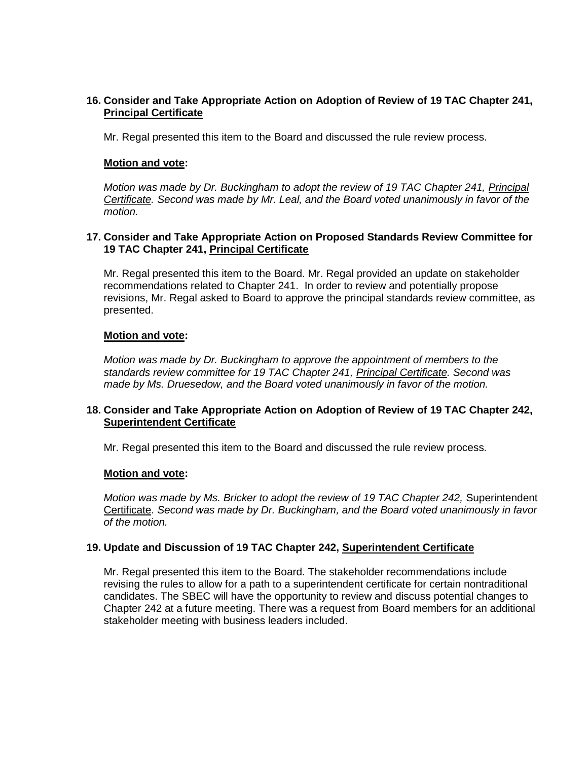**16. Consider and Take Appropriate Action on Adoption of Review of 19 TAC Chapter 241, <u>Principal Certificate</u>**

Mr. Regal presented this item to the Board and discussed the rule review process.

**<u>Motion and vote</u>:**

*Motion was made by Dr. Buckingham to adopt the review of 19 TAC Chapter 241, <u>Principal Certificate</u>. Second was made by Mr. Leal, and the Board voted unanimously in favor of the motion.*

**17. Consider and Take Appropriate Action on Proposed Standards Review Committee for 19 TAC Chapter 241, <u>Principal Certificate</u>**

Mr. Regal presented this item to the Board. Mr. Regal provided an update on stakeholder recommendations related to Chapter 241. In order to review and potentially propose revisions, Mr. Regal asked to Board to approve the principal standards review committee, as presented.

**<u>Motion and vote</u>:**

*Motion was made by Dr. Buckingham to approve the appointment of members to the standards review committee for 19 TAC Chapter 241, <u>Principal Certificate</u>. Second was made by Ms. Druesedow, and the Board voted unanimously in favor of the motion.*

**18. Consider and Take Appropriate Action on Adoption of Review of 19 TAC Chapter 242, <u>Superintendent Certificate</u>**

Mr. Regal presented this item to the Board and discussed the rule review process.

**<u>Motion and vote</u>:**

*Motion was made by Ms. Bricker to adopt the review of 19 TAC Chapter 242,* <u>Superintendent Certificate</u>. *Second was made by Dr. Buckingham, and the Board voted unanimously in favor of the motion.*

**19. Update and Discussion of 19 TAC Chapter 242, <u>Superintendent Certificate</u>**

Mr. Regal presented this item to the Board. The stakeholder recommendations include revising the rules to allow for a path to a superintendent certificate for certain nontraditional candidates. The SBEC will have the opportunity to review and discuss potential changes to Chapter 242 at a future meeting. There was a request from Board members for an additional stakeholder meeting with business leaders included.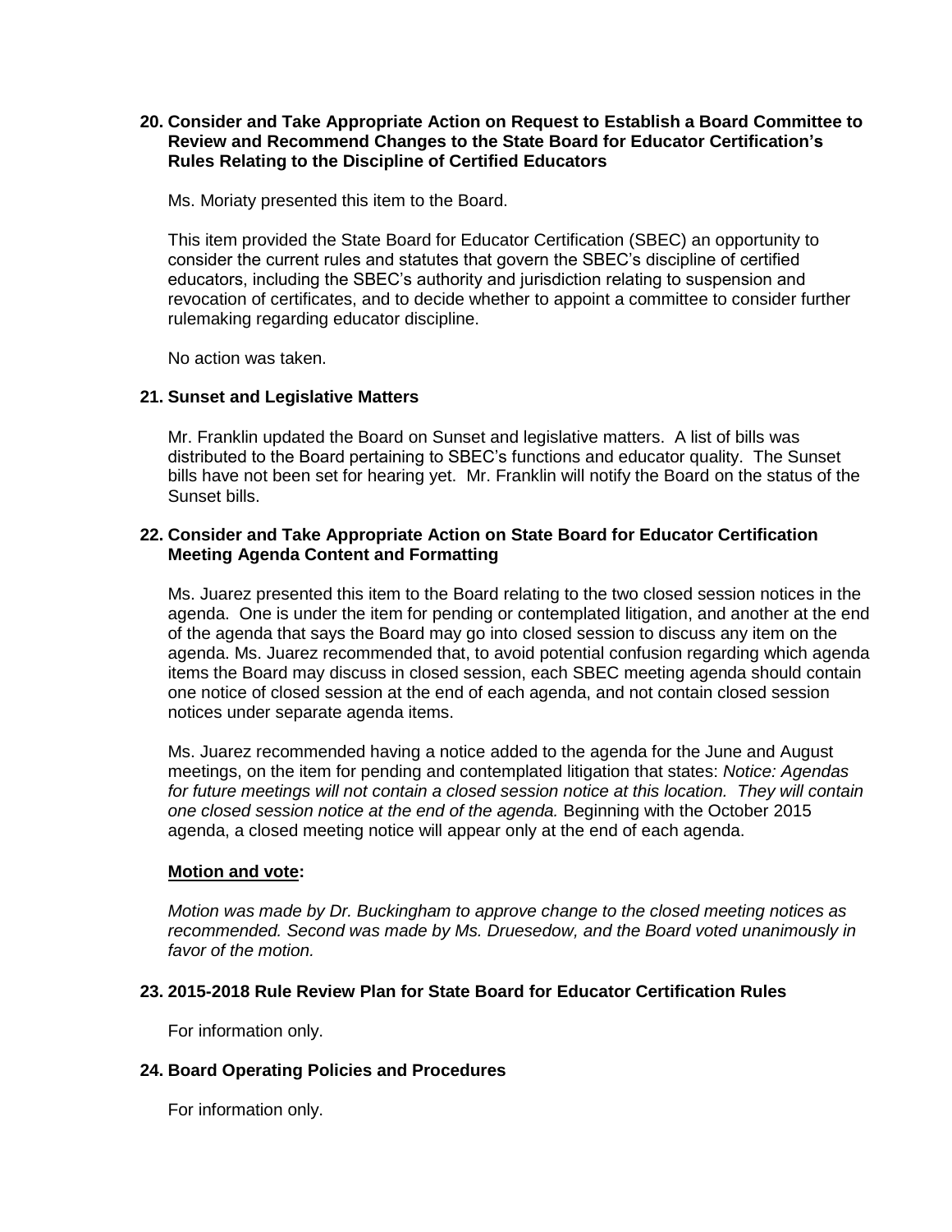**20. Consider and Take Appropriate Action on Request to Establish a Board Committee to Review and Recommend Changes to the State Board for Educator Certification's Rules Relating to the Discipline of Certified Educators**

Ms. Moriaty presented this item to the Board.

This item provided the State Board for Educator Certification (SBEC) an opportunity to consider the current rules and statutes that govern the SBEC's discipline of certified educators, including the SBEC's authority and jurisdiction relating to suspension and revocation of certificates, and to decide whether to appoint a committee to consider further rulemaking regarding educator discipline.

No action was taken.

**21. Sunset and Legislative Matters**

Mr. Franklin updated the Board on Sunset and legislative matters. A list of bills was distributed to the Board pertaining to SBEC's functions and educator quality. The Sunset bills have not been set for hearing yet. Mr. Franklin will notify the Board on the status of the Sunset bills.

**22. Consider and Take Appropriate Action on State Board for Educator Certification Meeting Agenda Content and Formatting**

Ms. Juarez presented this item to the Board relating to the two closed session notices in the agenda. One is under the item for pending or contemplated litigation, and another at the end of the agenda that says the Board may go into closed session to discuss any item on the agenda. Ms. Juarez recommended that, to avoid potential confusion regarding which agenda items the Board may discuss in closed session, each SBEC meeting agenda should contain one notice of closed session at the end of each agenda, and not contain closed session notices under separate agenda items.

Ms. Juarez recommended having a notice added to the agenda for the June and August meetings, on the item for pending and contemplated litigation that states: *Notice: Agendas for future meetings will not contain a closed session notice at this location. They will contain one closed session notice at the end of the agenda.* Beginning with the October 2015 agenda, a closed meeting notice will appear only at the end of each agenda.

**Motion and vote:**

*Motion was made by Dr. Buckingham to approve change to the closed meeting notices as recommended. Second was made by Ms. Druesedow, and the Board voted unanimously in favor of the motion.*

**23. 2015-2018 Rule Review Plan for State Board for Educator Certification Rules**

For information only.

**24. Board Operating Policies and Procedures**

For information only.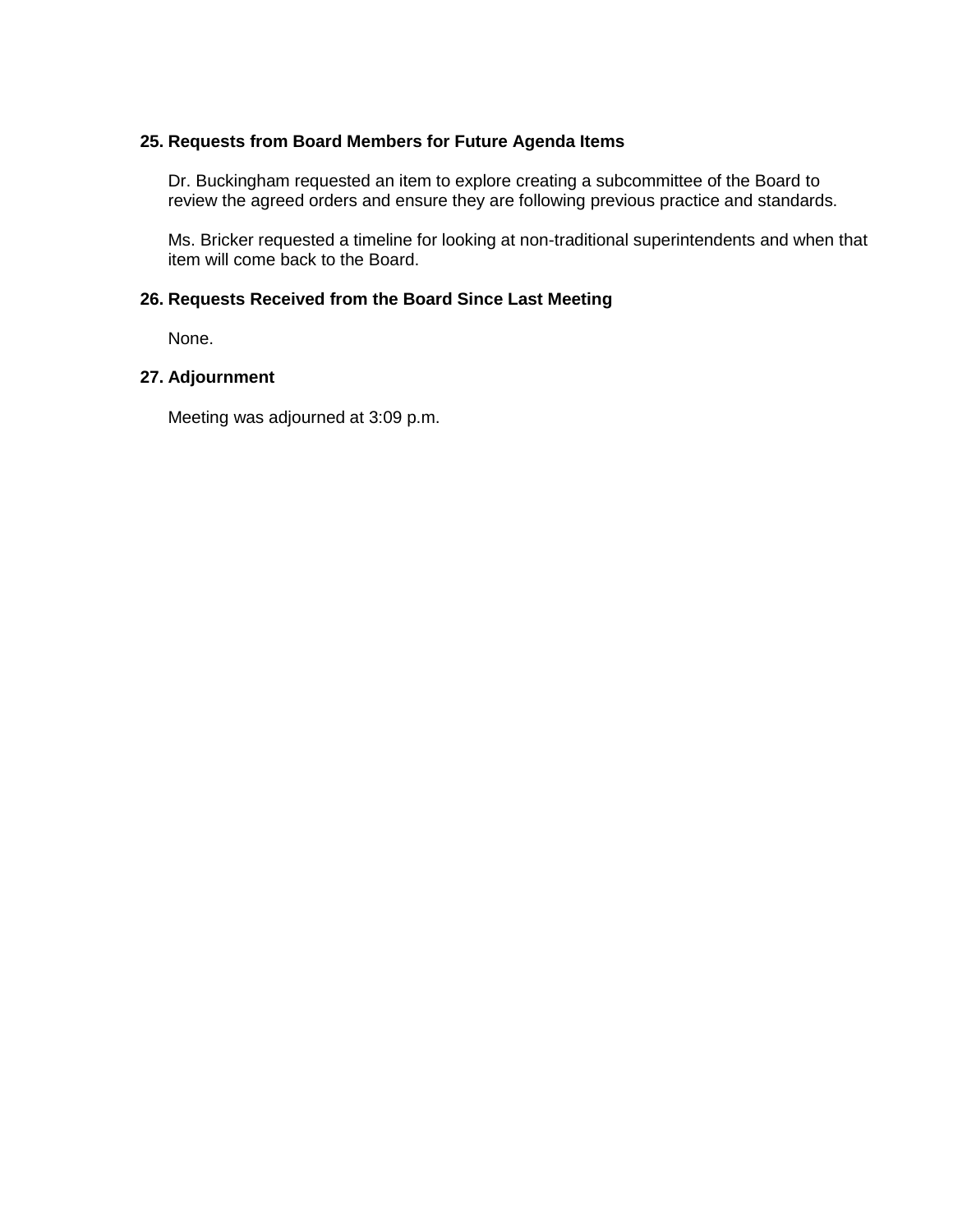**25. Requests from Board Members for Future Agenda Items**

Dr. Buckingham requested an item to explore creating a subcommittee of the Board to review the agreed orders and ensure they are following previous practice and standards.

Ms. Bricker requested a timeline for looking at non-traditional superintendents and when that item will come back to the Board.

**26. Requests Received from the Board Since Last Meeting**

None.

**27. Adjournment**

Meeting was adjourned at 3:09 p.m.